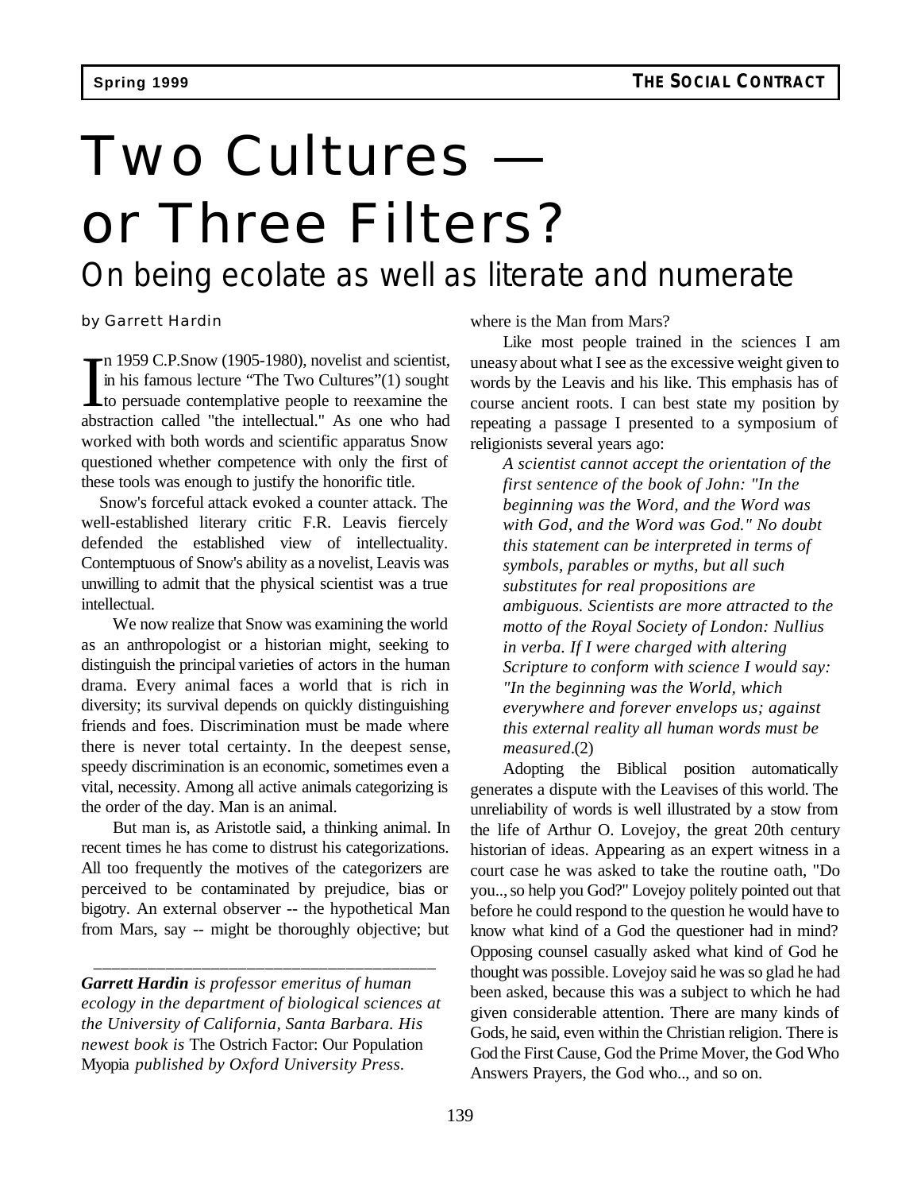# Two Cultures — or Three Filters?

## On being ecolate as well as literate and numerate

by Garrett Hardin

In 1959 C.P.Snow (1905-1980), novelist and scientist, in his famous lecture "The Two Cultures"(1) sought to persuade contemplative people to reexamine the abstraction called "the intellectual." As one who had worked with both words and scientific apparatus Snow questioned whether competence with only the first of these tools was enough to justify the honorific title.

Snow's forceful attack evoked a counter attack. The well-established literary critic F.R. Leavis fiercely defended the established view of intellectuality. Contemptuous of Snow's ability as a novelist, Leavis was unwilling to admit that the physical scientist was a true intellectual.

We now realize that Snow was examining the world as an anthropologist or a historian might, seeking to distinguish the principal varieties of actors in the human drama. Every animal faces a world that is rich in diversity; its survival depends on quickly distinguishing friends and foes. Discrimination must be made where there is never total certainty. In the deepest sense, speedy discrimination is an economic, sometimes even a vital, necessity. Among all active animals categorizing is the order of the day. Man is an animal.

But man is, as Aristotle said, a thinking animal. In recent times he has come to distrust his categorizations. All too frequently the motives of the categorizers are perceived to be contaminated by prejudice, bias or bigotry. An external observer -- the hypothetical Man from Mars, say -- might be thoroughly objective; but where is the Man from Mars?

Like most people trained in the sciences I am uneasy about what I see as the excessive weight given to words by the Leavis and his like. This emphasis has of course ancient roots. I can best state my position by repeating a passage I presented to a symposium of religionists several years ago:

> *A scientist cannot accept the orientation of the first sentence of the book of John: "In the beginning was the Word, and the Word was with God, and the Word was God." No doubt this statement can be interpreted in terms of symbols, parables or myths, but all such substitutes for real propositions are ambiguous. Scientists are more attracted to the motto of the Royal Society of London: Nullius in verba. If I were charged with altering Scripture to conform with science I would say: "In the beginning was the World, which everywhere and forever envelops us; against this external reality all human words must be measured*.(2)

Adopting the Biblical position automatically generates a dispute with the Leavises of this world. The unreliability of words is well illustrated by a stow from the life of Arthur O. Lovejoy, the great 20th century historian of ideas. Appearing as an expert witness in a court case he was asked to take the routine oath, "Do you.., so help you God?" Lovejoy politely pointed out that before he could respond to the question he would have to know what kind of a God the questioner had in mind? Opposing counsel casually asked what kind of God he thought was possible. Lovejoy said he was so glad he had been asked, because this was a subject to which he had given considerable attention. There are many kinds of Gods, he said, even within the Christian religion. There is God the First Cause, God the Prime Mover, the God Who Answers Prayers, the God who.., and so on.

---

***Garrett Hardin** is professor emeritus of human ecology in the department of biological sciences at the University of California, Santa Barbara. His newest book is* The Ostrich Factor: Our Population Myopia *published by Oxford University Press.*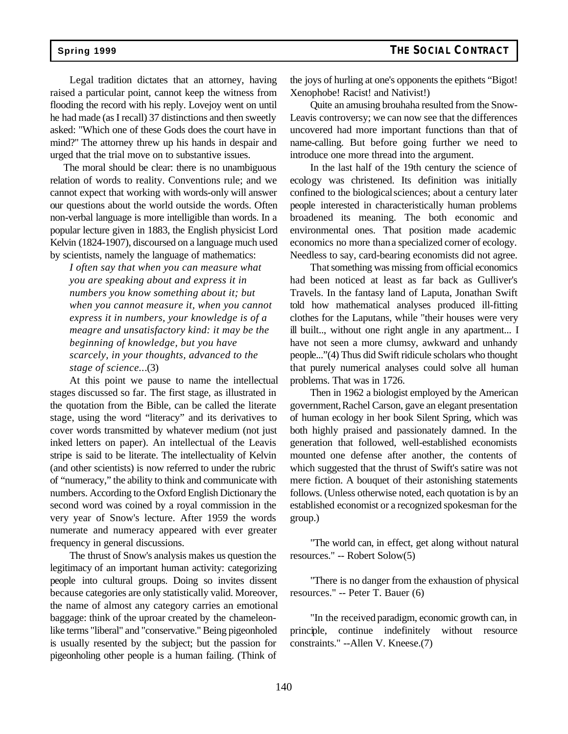Legal tradition dictates that an attorney, having raised a particular point, cannot keep the witness from flooding the record with his reply. Lovejoy went on until he had made (as I recall) 37 distinctions and then sweetly asked: "Which one of these Gods does the court have in mind?" The attorney threw up his hands in despair and urged that the trial move on to substantive issues.

The moral should be clear: there is no unambiguous relation of words to reality. Conventions rule; and we cannot expect that working with words-only will answer our questions about the world outside the words. Often non-verbal language is more intelligible than words. In a popular lecture given in 1883, the English physicist Lord Kelvin (1824-1907), discoursed on a language much used by scientists, namely the language of mathematics:

> *I often say that when you can measure what you are speaking about and express it in numbers you know something about it; but when you cannot measure it, when you cannot express it in numbers, your knowledge is of a meagre and unsatisfactory kind: it may be the beginning of knowledge, but you have scarcely, in your thoughts, advanced to the stage of science...*(3)

At this point we pause to name the intellectual stages discussed so far. The first stage, as illustrated in the quotation from the Bible, can be called the literate stage, using the word "literacy" and its derivatives to cover words transmitted by whatever medium (not just inked letters on paper). An intellectual of the Leavis stripe is said to be literate. The intellectuality of Kelvin (and other scientists) is now referred to under the rubric of "numeracy," the ability to think and communicate with numbers. According to the Oxford English Dictionary the second word was coined by a royal commission in the very year of Snow's lecture. After 1959 the words numerate and numeracy appeared with ever greater frequency in general discussions.

The thrust of Snow's analysis makes us question the legitimacy of an important human activity: categorizing people into cultural groups. Doing so invites dissent because categories are only statistically valid. Moreover, the name of almost any category carries an emotional baggage: think of the uproar created by the chameleon-like terms "liberal" and "conservative." Being pigeonholed is usually resented by the subject; but the passion for pigeonholing other people is a human failing. (Think of the joys of hurling at one's opponents the epithets "Bigot! Xenophobe! Racist! and Nativist!)

Quite an amusing brouhaha resulted from the Snow-Leavis controversy; we can now see that the differences uncovered had more important functions than that of name-calling. But before going further we need to introduce one more thread into the argument.

In the last half of the 19th century the science of ecology was christened. Its definition was initially confined to the biological sciences; about a century later people interested in characteristically human problems broadened its meaning. The both economic and environmental ones. That position made academic economics no more than a specialized corner of ecology. Needless to say, card-bearing economists did not agree.

That something was missing from official economics had been noticed at least as far back as Gulliver's Travels. In the fantasy land of Laputa, Jonathan Swift told how mathematical analyses produced ill-fitting clothes for the Laputans, while "their houses were very ill built.., without one right angle in any apartment... I have not seen a more clumsy, awkward and unhandy people..."(4) Thus did Swift ridicule scholars who thought that purely numerical analyses could solve all human problems. That was in 1726.

Then in 1962 a biologist employed by the American government, Rachel Carson, gave an elegant presentation of human ecology in her book Silent Spring, which was both highly praised and passionately damned. In the generation that followed, well-established economists mounted one defense after another, the contents of which suggested that the thrust of Swift's satire was not mere fiction. A bouquet of their astonishing statements follows. (Unless otherwise noted, each quotation is by an established economist or a recognized spokesman for the group.)

"The world can, in effect, get along without natural resources." -- Robert Solow(5)

"There is no danger from the exhaustion of physical resources." -- Peter T. Bauer (6)

"In the received paradigm, economic growth can, in principle, continue indefinitely without resource constraints." --Allen V. Kneese.(7)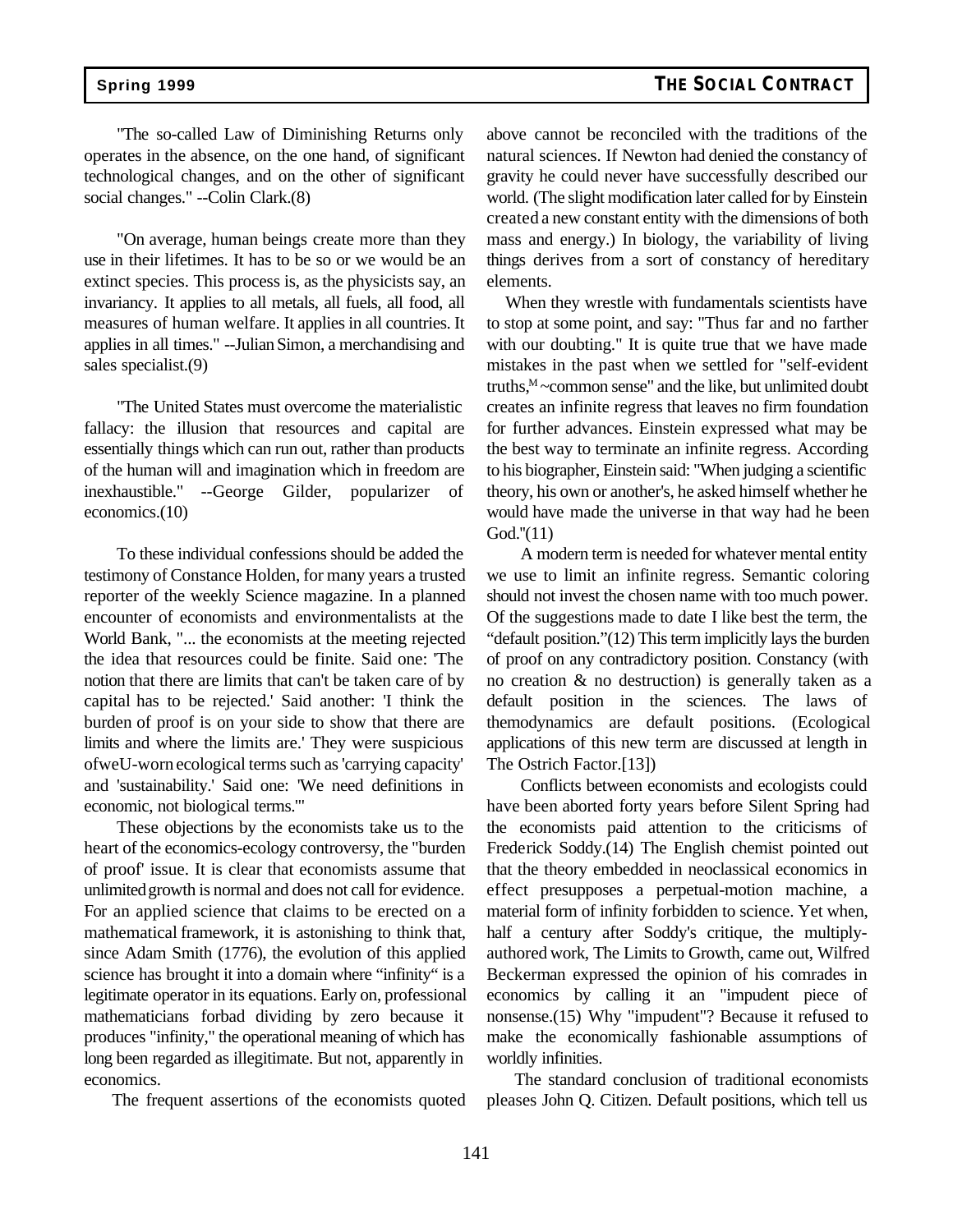"The so-called Law of Diminishing Returns only operates in the absence, on the one hand, of significant technological changes, and on the other of significant social changes." --Colin Clark.(8)

"On average, human beings create more than they use in their lifetimes. It has to be so or we would be an extinct species. This process is, as the physicists say, an invariancy. It applies to all metals, all fuels, all food, all measures of human welfare. It applies in all countries. It applies in all times." --Julian Simon, a merchandising and sales specialist.(9)

"The United States must overcome the materialistic fallacy: the illusion that resources and capital are essentially things which can run out, rather than products of the human will and imagination which in freedom are inexhaustible." --George Gilder, popularizer of economics.(10)

To these individual confessions should be added the testimony of Constance Holden, for many years a trusted reporter of the weekly Science magazine. In a planned encounter of economists and environmentalists at the World Bank, "... the economists at the meeting rejected the idea that resources could be finite. Said one: 'The notion that there are limits that can't be taken care of by capital has to be rejected.' Said another: 'I think the burden of proof is on your side to show that there are limits and where the limits are.' They were suspicious ofweU-worn ecological terms such as 'carrying capacity' and 'sustainability.' Said one: 'We need definitions in economic, not biological terms.'"

These objections by the economists take us to the heart of the economics-ecology controversy, the "burden of proof' issue. It is clear that economists assume that unlimited growth is normal and does not call for evidence. For an applied science that claims to be erected on a mathematical framework, it is astonishing to think that, since Adam Smith (1776), the evolution of this applied science has brought it into a domain where "infinity" is a legitimate operator in its equations. Early on, professional mathematicians forbad dividing by zero because it produces "infinity," the operational meaning of which has long been regarded as illegitimate. But not, apparently in economics.

The frequent assertions of the economists quoted above cannot be reconciled with the traditions of the natural sciences. If Newton had denied the constancy of gravity he could never have successfully described our world. (The slight modification later called for by Einstein created a new constant entity with the dimensions of both mass and energy.) In biology, the variability of living things derives from a sort of constancy of hereditary elements.

When they wrestle with fundamentals scientists have to stop at some point, and say: "Thus far and no farther with our doubting." It is quite true that we have made mistakes in the past when we settled for "self-evident truths,"M ~common sense" and the like, but unlimited doubt creates an infinite regress that leaves no firm foundation for further advances. Einstein expressed what may be the best way to terminate an infinite regress. According to his biographer, Einstein said: "When judging a scientific theory, his own or another's, he asked himself whether he would have made the universe in that way had he been God."(11)

A modern term is needed for whatever mental entity we use to limit an infinite regress. Semantic coloring should not invest the chosen name with too much power. Of the suggestions made to date I like best the term, the "default position."(12) This term implicitly lays the burden of proof on any contradictory position. Constancy (with no creation & no destruction) is generally taken as a default position in the sciences. The laws of themodynamics are default positions. (Ecological applications of this new term are discussed at length in The Ostrich Factor.[13])

Conflicts between economists and ecologists could have been aborted forty years before Silent Spring had the economists paid attention to the criticisms of Frederick Soddy.(14) The English chemist pointed out that the theory embedded in neoclassical economics in effect presupposes a perpetual-motion machine, a material form of infinity forbidden to science. Yet when, half a century after Soddy's critique, the multiply-authored work, The Limits to Growth, came out, Wilfred Beckerman expressed the opinion of his comrades in economics by calling it an "impudent piece of nonsense.(15) Why "impudent"? Because it refused to make the economically fashionable assumptions of worldly infinities.

The standard conclusion of traditional economists pleases John Q. Citizen. Default positions, which tell us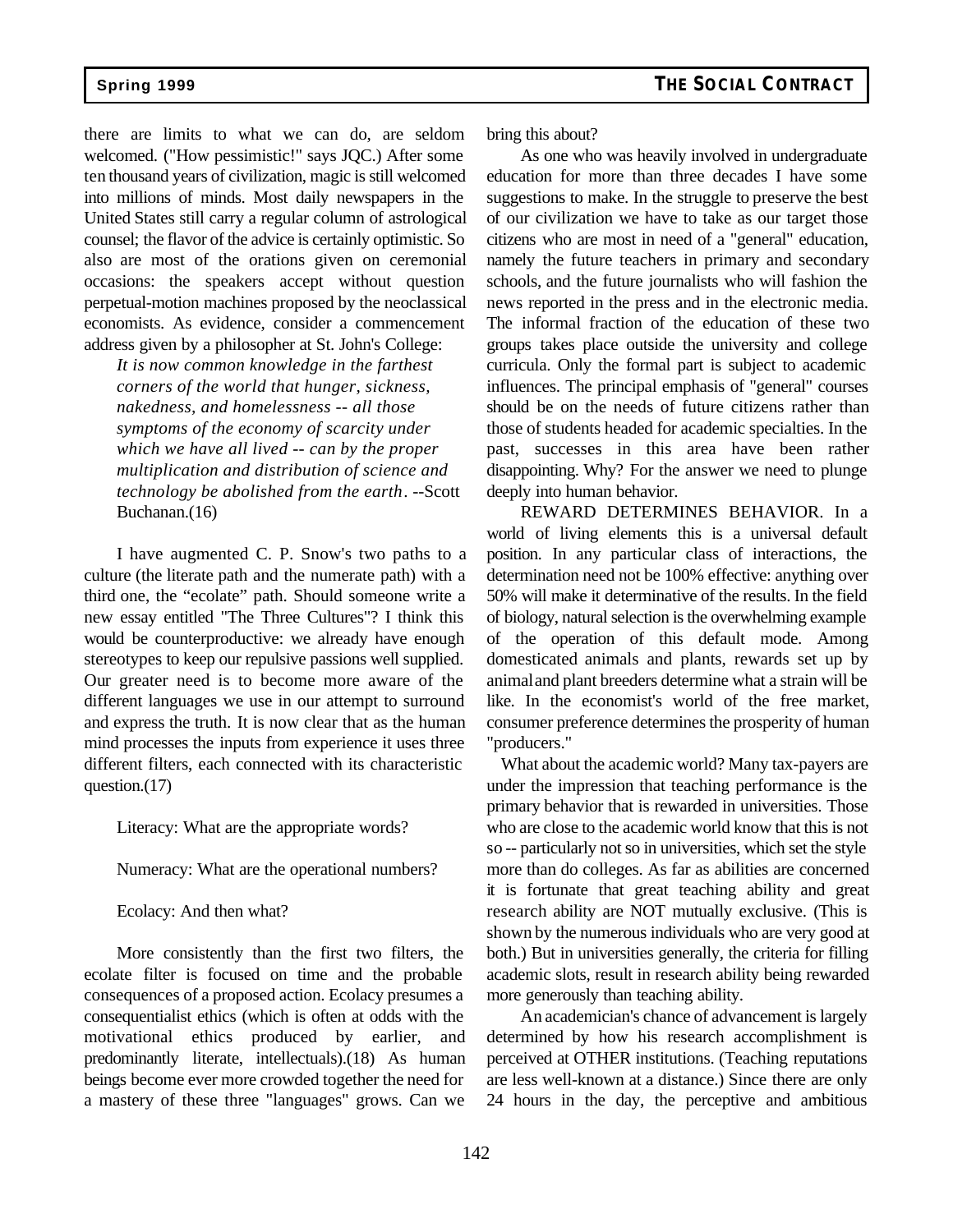there are limits to what we can do, are seldom welcomed. ("How pessimistic!" says JQC.) After some ten thousand years of civilization, magic is still welcomed into millions of minds. Most daily newspapers in the United States still carry a regular column of astrological counsel; the flavor of the advice is certainly optimistic. So also are most of the orations given on ceremonial occasions: the speakers accept without question perpetual-motion machines proposed by the neoclassical economists. As evidence, consider a commencement address given by a philosopher at St. John's College:

> *It is now common knowledge in the farthest corners of the world that hunger, sickness, nakedness, and homelessness -- all those symptoms of the economy of scarcity under which we have all lived -- can by the proper multiplication and distribution of science and technology be abolished from the earth*. --Scott Buchanan.(16)

I have augmented C. P. Snow's two paths to a culture (the literate path and the numerate path) with a third one, the "ecolate" path. Should someone write a new essay entitled "The Three Cultures"? I think this would be counterproductive: we already have enough stereotypes to keep our repulsive passions well supplied. Our greater need is to become more aware of the different languages we use in our attempt to surround and express the truth. It is now clear that as the human mind processes the inputs from experience it uses three different filters, each connected with its characteristic question.(17)

Literacy: What are the appropriate words?

Numeracy: What are the operational numbers?

Ecolacy: And then what?

More consistently than the first two filters, the ecolate filter is focused on time and the probable consequences of a proposed action. Ecolacy presumes a consequentialist ethics (which is often at odds with the motivational ethics produced by earlier, and predominantly literate, intellectuals).(18) As human beings become ever more crowded together the need for a mastery of these three "languages" grows. Can we bring this about?

As one who was heavily involved in undergraduate education for more than three decades I have some suggestions to make. In the struggle to preserve the best of our civilization we have to take as our target those citizens who are most in need of a "general" education, namely the future teachers in primary and secondary schools, and the future journalists who will fashion the news reported in the press and in the electronic media. The informal fraction of the education of these two groups takes place outside the university and college curricula. Only the formal part is subject to academic influences. The principal emphasis of "general" courses should be on the needs of future citizens rather than those of students headed for academic specialties. In the past, successes in this area have been rather disappointing. Why? For the answer we need to plunge deeply into human behavior.

REWARD DETERMINES BEHAVIOR. In a world of living elements this is a universal default position. In any particular class of interactions, the determination need not be 100% effective: anything over 50% will make it determinative of the results. In the field of biology, natural selection is the overwhelming example of the operation of this default mode. Among domesticated animals and plants, rewards set up by animal and plant breeders determine what a strain will be like. In the economist's world of the free market, consumer preference determines the prosperity of human "producers."

What about the academic world? Many tax-payers are under the impression that teaching performance is the primary behavior that is rewarded in universities. Those who are close to the academic world know that this is not so -- particularly not so in universities, which set the style more than do colleges. As far as abilities are concerned it is fortunate that great teaching ability and great research ability are NOT mutually exclusive. (This is shown by the numerous individuals who are very good at both.) But in universities generally, the criteria for filling academic slots, result in research ability being rewarded more generously than teaching ability.

An academician's chance of advancement is largely determined by how his research accomplishment is perceived at OTHER institutions. (Teaching reputations are less well-known at a distance.) Since there are only 24 hours in the day, the perceptive and ambitious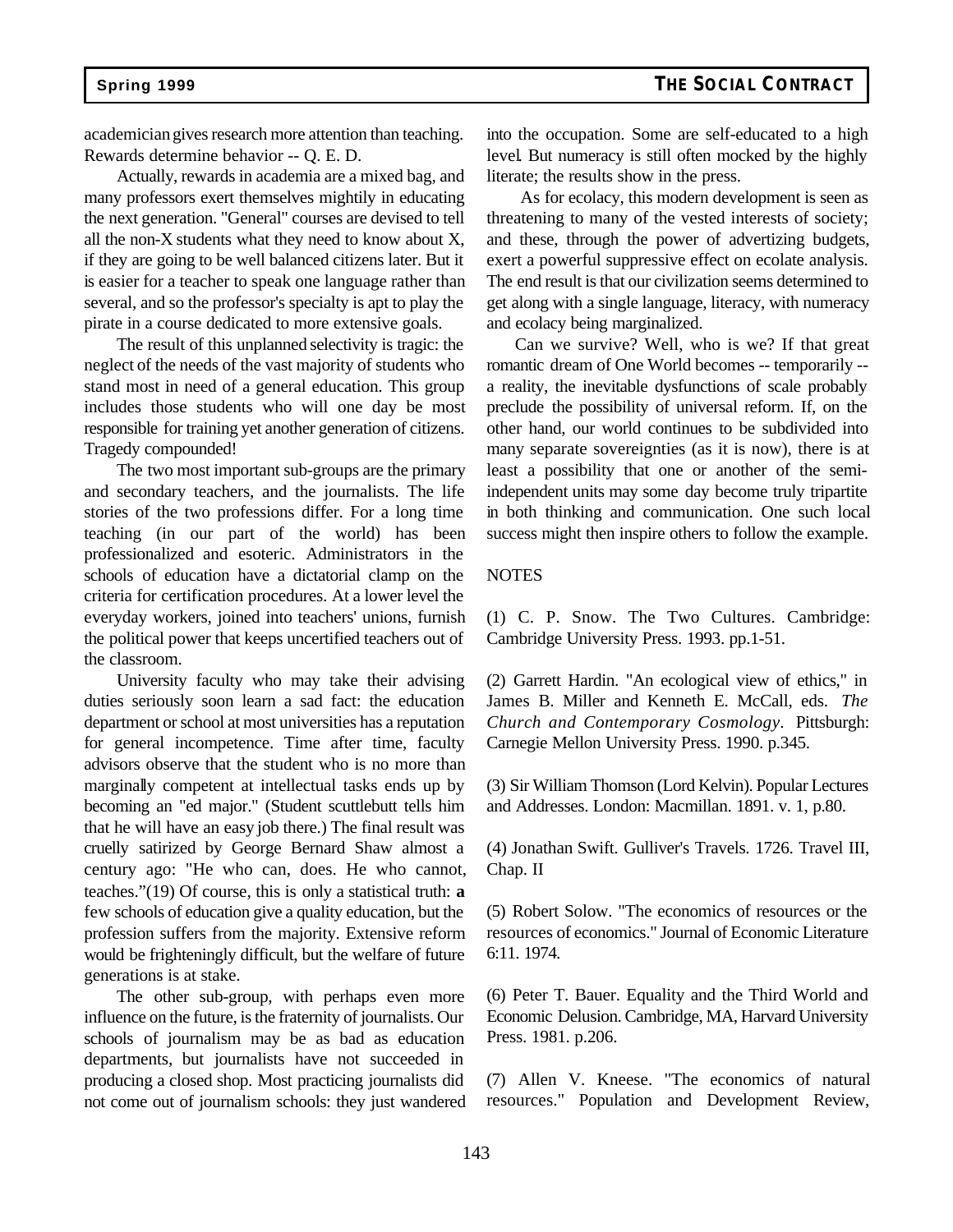academician gives research more attention than teaching. Rewards determine behavior -- Q. E. D.

Actually, rewards in academia are a mixed bag, and many professors exert themselves mightily in educating the next generation. "General" courses are devised to tell all the non-X students what they need to know about X, if they are going to be well balanced citizens later. But it is easier for a teacher to speak one language rather than several, and so the professor's specialty is apt to play the pirate in a course dedicated to more extensive goals.

The result of this unplanned selectivity is tragic: the neglect of the needs of the vast majority of students who stand most in need of a general education. This group includes those students who will one day be most responsible for training yet another generation of citizens. Tragedy compounded!

The two most important sub-groups are the primary and secondary teachers, and the journalists. The life stories of the two professions differ. For a long time teaching (in our part of the world) has been professionalized and esoteric. Administrators in the schools of education have a dictatorial clamp on the criteria for certification procedures. At a lower level the everyday workers, joined into teachers' unions, furnish the political power that keeps uncertified teachers out of the classroom.

University faculty who may take their advising duties seriously soon learn a sad fact: the education department or school at most universities has a reputation for general incompetence. Time after time, faculty advisors observe that the student who is no more than marginally competent at intellectual tasks ends up by becoming an "ed major." (Student scuttlebutt tells him that he will have an easy job there.) The final result was cruelly satirized by George Bernard Shaw almost a century ago: "He who can, does. He who cannot, teaches."(19) Of course, this is only a statistical truth: **a** few schools of education give a quality education, but the profession suffers from the majority. Extensive reform would be frighteningly difficult, but the welfare of future generations is at stake.

The other sub-group, with perhaps even more influence on the future, is the fraternity of journalists. Our schools of journalism may be as bad as education departments, but journalists have not succeeded in producing a closed shop. Most practicing journalists did not come out of journalism schools: they just wandered into the occupation. Some are self-educated to a high level. But numeracy is still often mocked by the highly literate; the results show in the press.

As for ecolacy, this modern development is seen as threatening to many of the vested interests of society; and these, through the power of advertizing budgets, exert a powerful suppressive effect on ecolate analysis. The end result is that our civilization seems determined to get along with a single language, literacy, with numeracy and ecolacy being marginalized.

Can we survive? Well, who is we? If that great romantic dream of One World becomes -- temporarily -- a reality, the inevitable dysfunctions of scale probably preclude the possibility of universal reform. If, on the other hand, our world continues to be subdivided into many separate sovereignties (as it is now), there is at least a possibility that one or another of the semi-independent units may some day become truly tripartite in both thinking and communication. One such local success might then inspire others to follow the example.

NOTES

(1) C. P. Snow. The Two Cultures. Cambridge: Cambridge University Press. 1993. pp.1-51.

(2) Garrett Hardin. "An ecological view of ethics," in James B. Miller and Kenneth E. McCall, eds. *The Church and Contemporary Cosmology*. Pittsburgh: Carnegie Mellon University Press. 1990. p.345.

(3) Sir William Thomson (Lord Kelvin). Popular Lectures and Addresses. London: Macmillan. 1891. v. 1, p.80.

(4) Jonathan Swift. Gulliver's Travels. 1726. Travel III, Chap. II

(5) Robert Solow. "The economics of resources or the resources of economics." Journal of Economic Literature 6:11. 1974.

(6) Peter T. Bauer. Equality and the Third World and Economic Delusion. Cambridge, MA, Harvard University Press. 1981. p.206.

(7) Allen V. Kneese. "The economics of natural resources." Population and Development Review,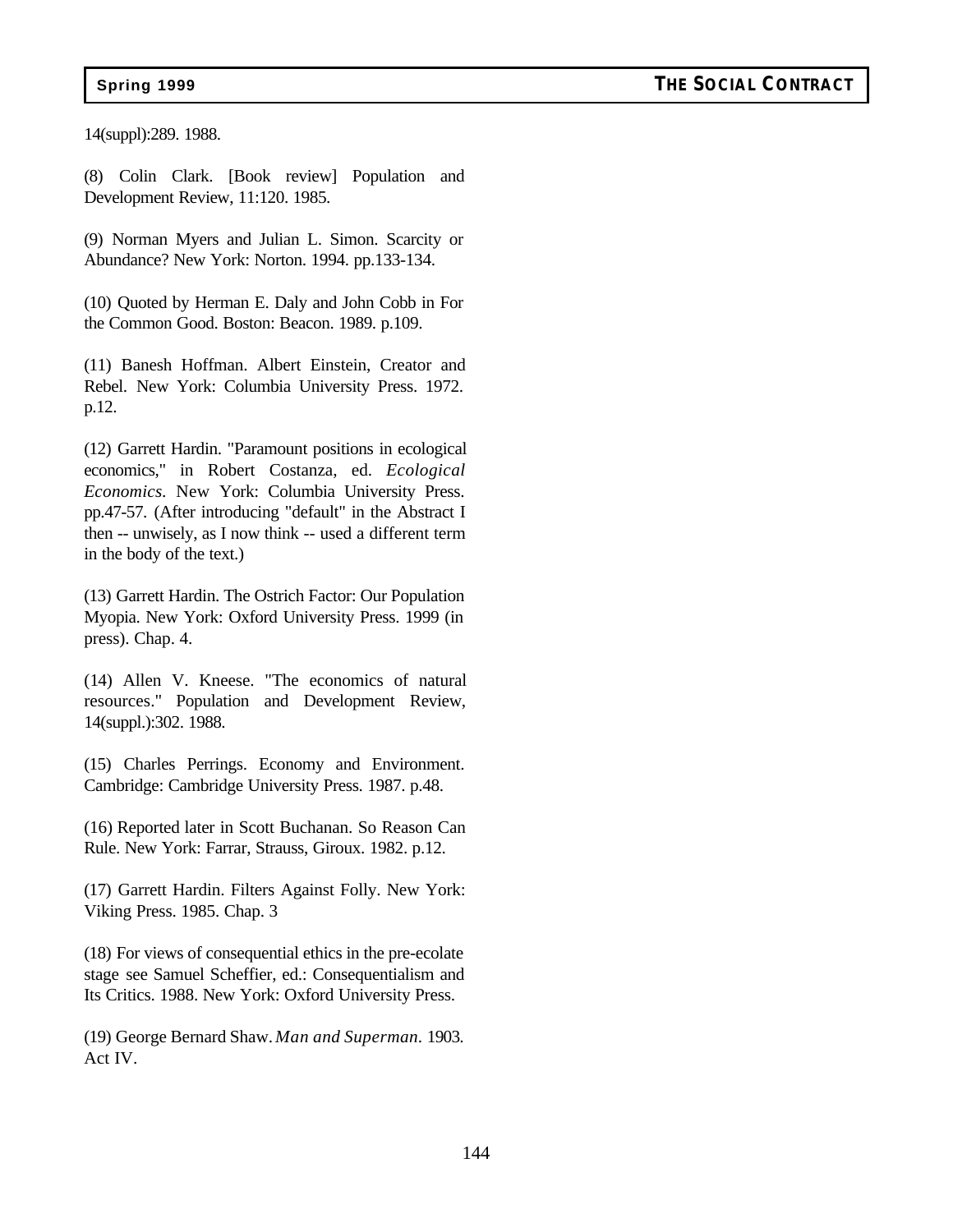14(suppl):289. 1988.

(8) Colin Clark. [Book review] Population and Development Review, 11:120. 1985.

(9) Norman Myers and Julian L. Simon. Scarcity or Abundance? New York: Norton. 1994. pp.133-134.

(10) Quoted by Herman E. Daly and John Cobb in For the Common Good. Boston: Beacon. 1989. p.109.

(11) Banesh Hoffman. Albert Einstein, Creator and Rebel. New York: Columbia University Press. 1972. p.12.

(12) Garrett Hardin. "Paramount positions in ecological economics," in Robert Costanza, ed. *Ecological Economics*. New York: Columbia University Press. pp.47-57. (After introducing "default" in the Abstract I then -- unwisely, as I now think -- used a different term in the body of the text.)

(13) Garrett Hardin. The Ostrich Factor: Our Population Myopia. New York: Oxford University Press. 1999 (in press). Chap. 4.

(14) Allen V. Kneese. "The economics of natural resources." Population and Development Review, 14(suppl.):302. 1988.

(15) Charles Perrings. Economy and Environment. Cambridge: Cambridge University Press. 1987. p.48.

(16) Reported later in Scott Buchanan. So Reason Can Rule. New York: Farrar, Strauss, Giroux. 1982. p.12.

(17) Garrett Hardin. Filters Against Folly. New York: Viking Press. 1985. Chap. 3

(18) For views of consequential ethics in the pre-ecolate stage see Samuel Scheffier, ed.: Consequentialism and Its Critics. 1988. New York: Oxford University Press.

(19) George Bernard Shaw. *Man and Superman*. 1903. Act IV.